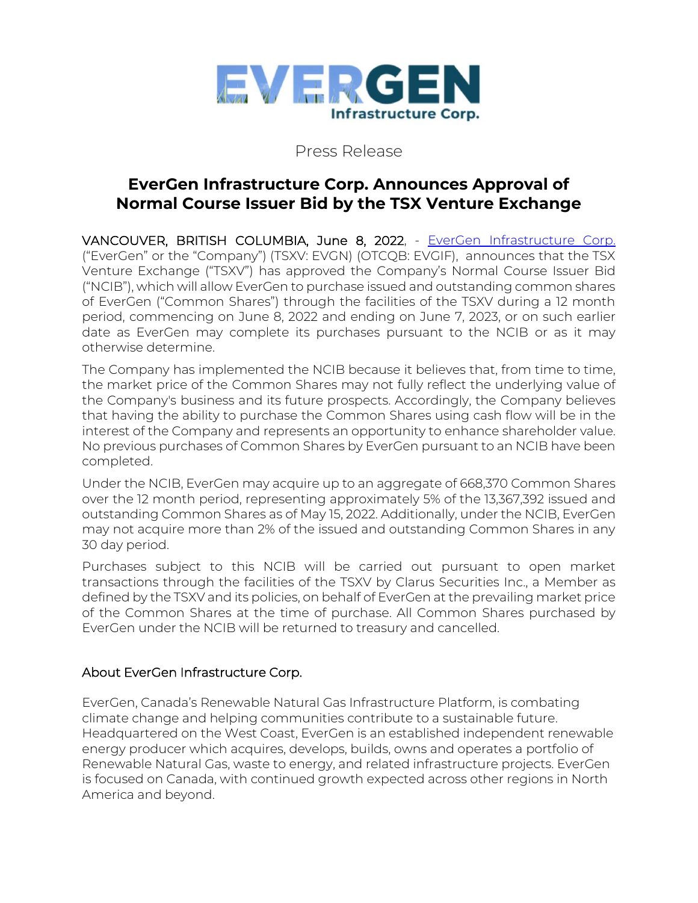EVERGEN Infrastructure Corp.

Press Release

# EverGen Infrastructure Corp. Announces Approval of Normal Course Issuer Bid by the TSX Venture Exchange

VANCOUVER, BRITISH COLUMBIA, June 8, 2022, - EverGen Infrastructure Corp. ("EverGen" or the "Company") (TSXV: EVGN) (OTCQB: EVGIF), announces that the TSX Venture Exchange ("TSXV") has approved the Company's Normal Course Issuer Bid ("NCIB"), which will allow EverGen to purchase issued and outstanding common shares of EverGen ("Common Shares") through the facilities of the TSXV during a 12 month period, commencing on June 8, 2022 and ending on June 7, 2023, or on such earlier date as EverGen may complete its purchases pursuant to the NCIB or as it may otherwise determine.

The Company has implemented the NCIB because it believes that, from time to time, the market price of the Common Shares may not fully reflect the underlying value of the Company's business and its future prospects. Accordingly, the Company believes that having the ability to purchase the Common Shares using cash flow will be in the interest of the Company and represents an opportunity to enhance shareholder value. No previous purchases of Common Shares by EverGen pursuant to an NCIB have been completed.

Under the NCIB, EverGen may acquire up to an aggregate of 668,370 Common Shares over the 12 month period, representing approximately 5% of the 13,367,392 issued and outstanding Common Shares as of May 15, 2022. Additionally, under the NCIB, EverGen may not acquire more than 2% of the issued and outstanding Common Shares in any 30 day period.

Purchases subject to this NCIB will be carried out pursuant to open market transactions through the facilities of the TSXV by Clarus Securities Inc., a Member as defined by the TSXV and its policies, on behalf of EverGen at the prevailing market price of the Common Shares at the time of purchase. All Common Shares purchased by EverGen under the NCIB will be returned to treasury and cancelled.

## About EverGen Infrastructure Corp.

EverGen, Canada's Renewable Natural Gas Infrastructure Platform, is combating climate change and helping communities contribute to a sustainable future. Headquartered on the West Coast, EverGen is an established independent renewable energy producer which acquires, develops, builds, owns and operates a portfolio of Renewable Natural Gas, waste to energy, and related infrastructure projects. EverGen is focused on Canada, with continued growth expected across other regions in North America and beyond.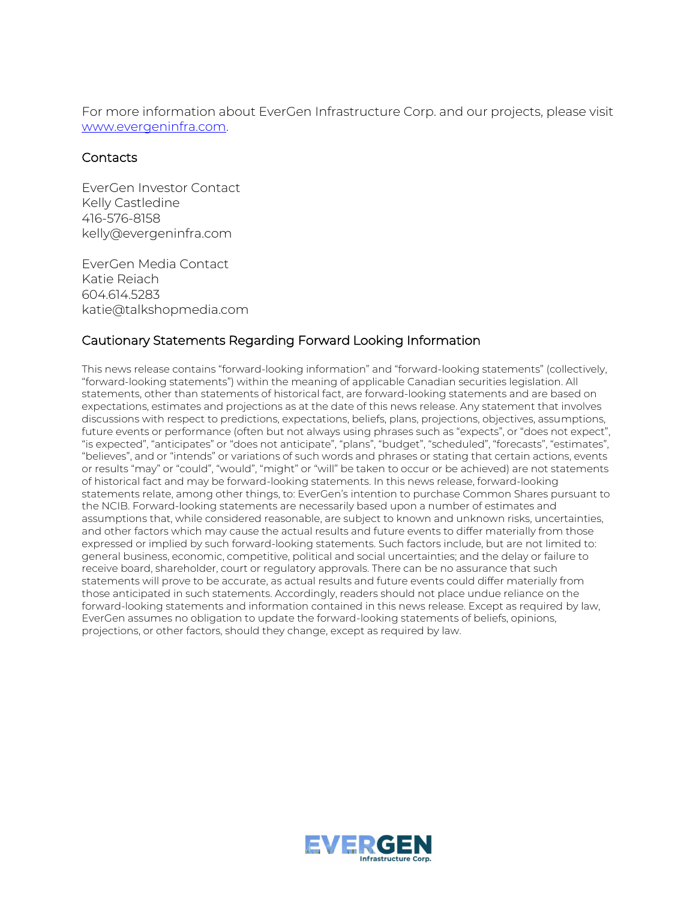For more information about EverGen Infrastructure Corp. and our projects, please visit www.evergeninfra.com.

## Contacts

EverGen Investor Contact
Kelly Castledine
416-576-8158
kelly@evergeninfra.com

EverGen Media Contact
Katie Reiach
604.614.5283
katie@talkshopmedia.com

## Cautionary Statements Regarding Forward Looking Information

This news release contains "forward-looking information" and "forward-looking statements" (collectively, "forward-looking statements") within the meaning of applicable Canadian securities legislation. All statements, other than statements of historical fact, are forward-looking statements and are based on expectations, estimates and projections as at the date of this news release. Any statement that involves discussions with respect to predictions, expectations, beliefs, plans, projections, objectives, assumptions, future events or performance (often but not always using phrases such as "expects", or "does not expect", "is expected", "anticipates" or "does not anticipate", "plans", "budget", "scheduled", "forecasts", "estimates", "believes", and or "intends" or variations of such words and phrases or stating that certain actions, events or results "may" or "could", "would", "might" or "will" be taken to occur or be achieved) are not statements of historical fact and may be forward-looking statements. In this news release, forward-looking statements relate, among other things, to: EverGen's intention to purchase Common Shares pursuant to the NCIB. Forward-looking statements are necessarily based upon a number of estimates and assumptions that, while considered reasonable, are subject to known and unknown risks, uncertainties, and other factors which may cause the actual results and future events to differ materially from those expressed or implied by such forward-looking statements. Such factors include, but are not limited to: general business, economic, competitive, political and social uncertainties; and the delay or failure to receive board, shareholder, court or regulatory approvals. There can be no assurance that such statements will prove to be accurate, as actual results and future events could differ materially from those anticipated in such statements. Accordingly, readers should not place undue reliance on the forward-looking statements and information contained in this news release. Except as required by law, EverGen assumes no obligation to update the forward-looking statements of beliefs, opinions, projections, or other factors, should they change, except as required by law.